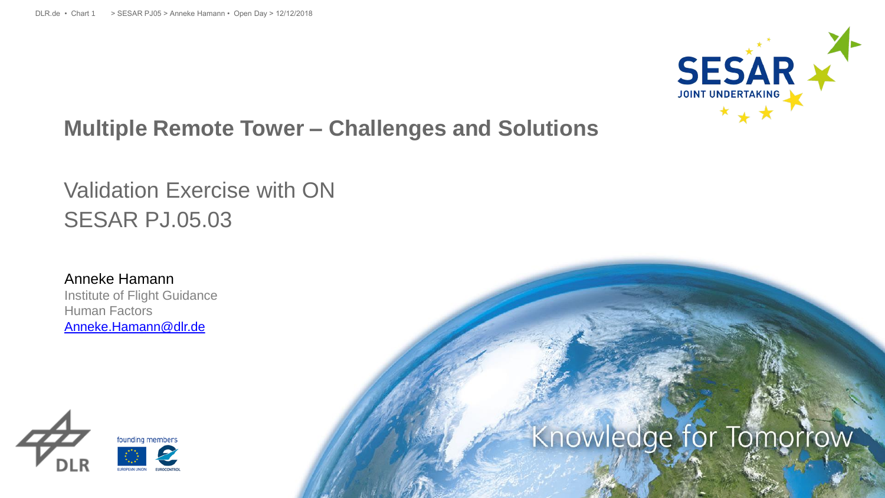# Multiple Remote Tower – Challenges and Solutions

## Validation Exercise with ON
## SESAR PJ.05.03

Anneke Hamann
Institute of Flight Guidance
Human Factors
Anneke.Hamann@dlr.de

Knowledge for Tomorrow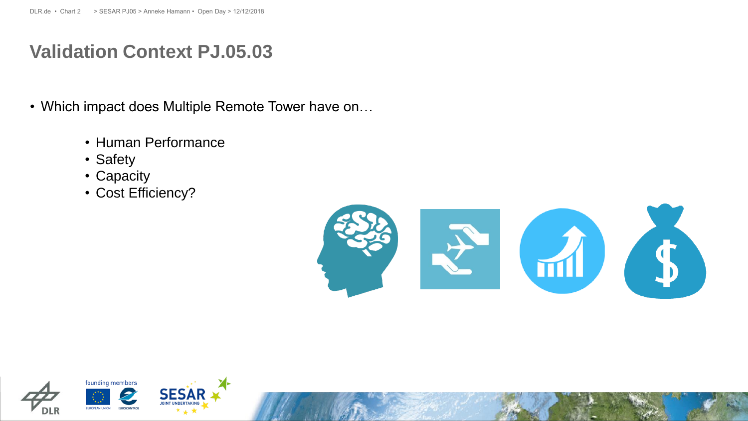# Validation Context PJ.05.03

- Which impact does Multiple Remote Tower have on…
  - Human Performance
  - Safety
  - Capacity
  - Cost Efficiency?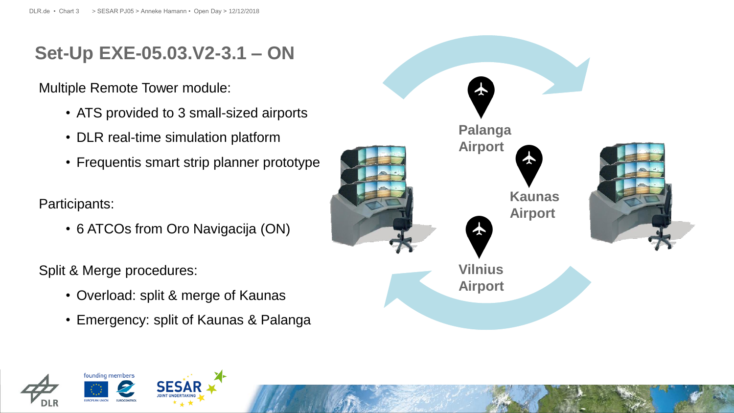# Set-Up EXE-05.03.V2-3.1 – ON

Multiple Remote Tower module:

- ATS provided to 3 small-sized airports
- DLR real-time simulation platform
- Frequentis smart strip planner prototype

Participants:

- 6 ATCOs from Oro Navigacija (ON)

Split & Merge procedures:

- Overload: split & merge of Kaunas
- Emergency: split of Kaunas & Palanga

Palanga Airport

Kaunas Airport

Vilnius Airport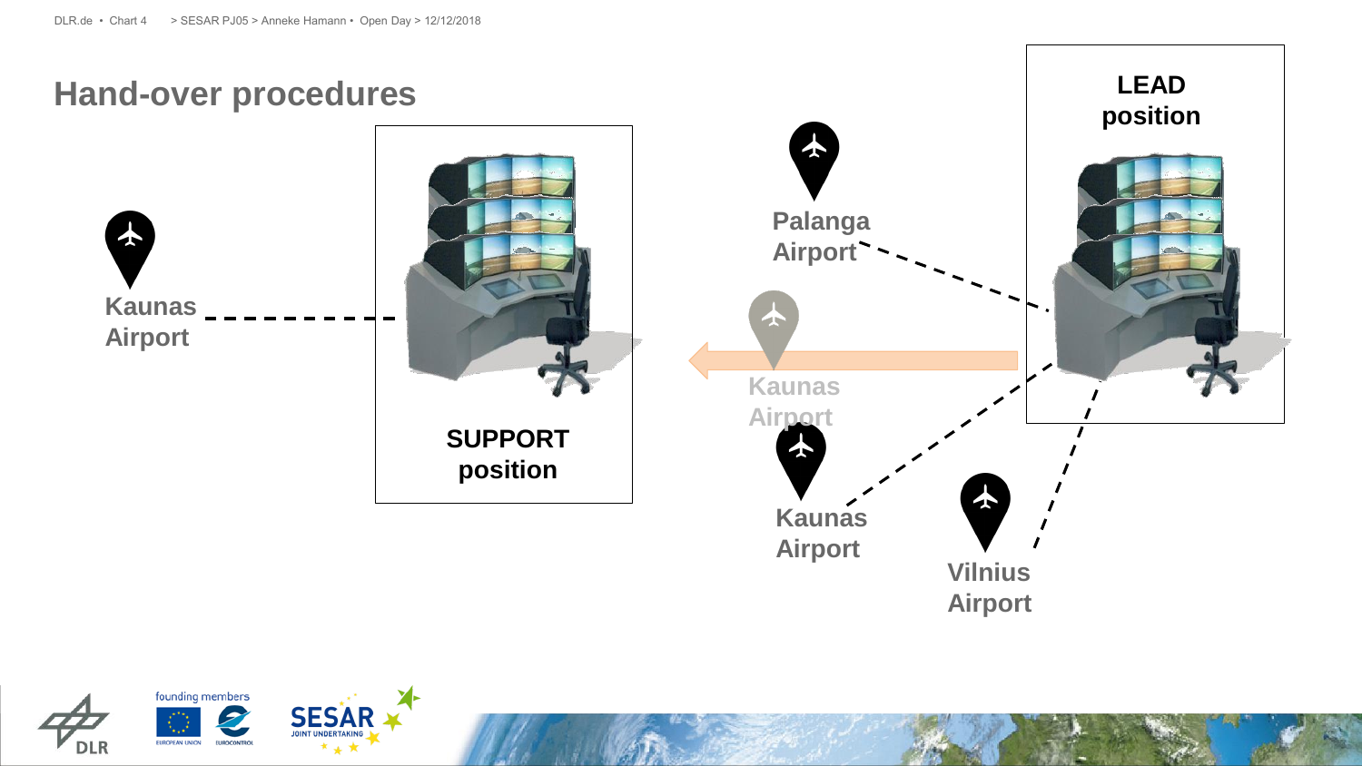# Hand-over procedures

Kaunas Airport

SUPPORT position

Palanga Airport

Kaunas Airport

Kaunas Airport

Vilnius Airport

LEAD position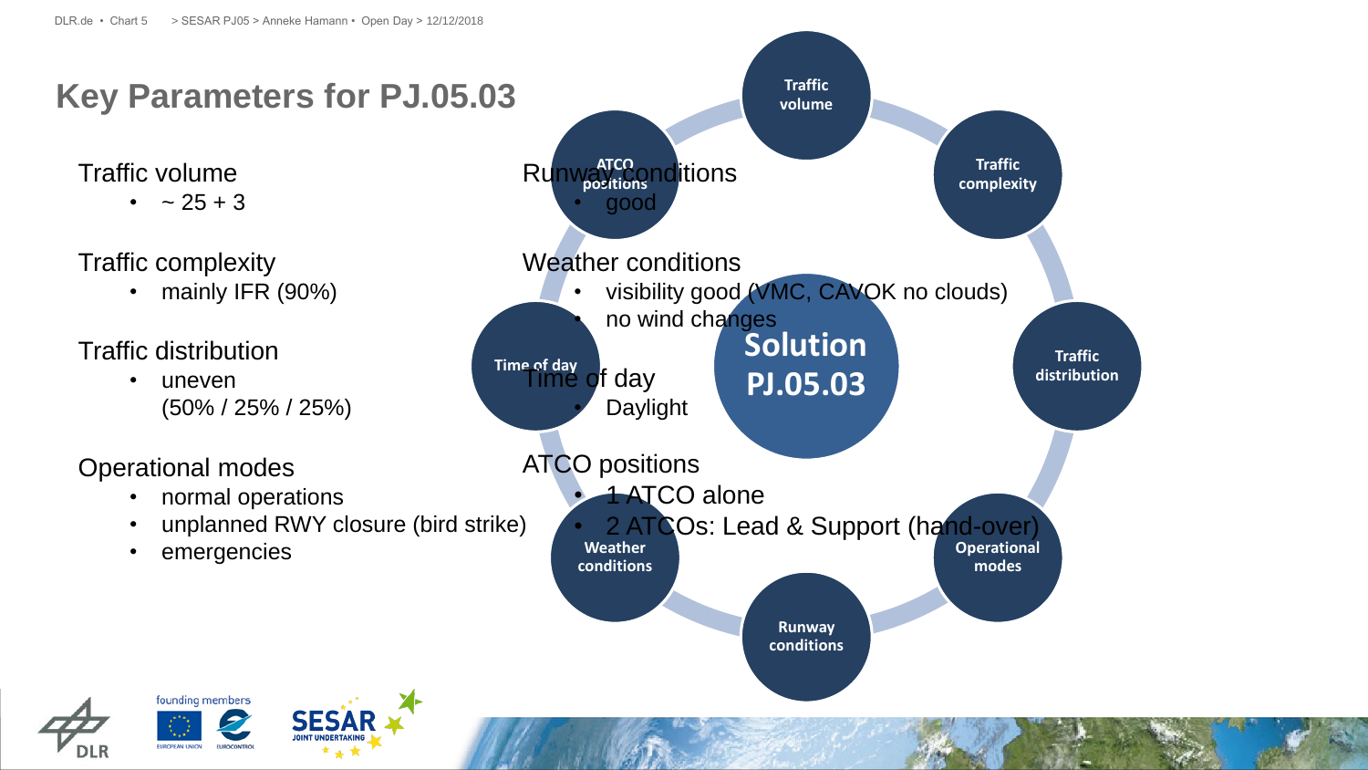# Key Parameters for PJ.05.03

Traffic volume

- ~ 25 + 3

Traffic complexity

- mainly IFR (90%)

Traffic distribution

- uneven (50% / 25% / 25%)

Operational modes

- normal operations
- unplanned RWY closure (bird strike)
- emergencies

Runway conditions

- good

Weather conditions

- visibility good (VMC, CAVOK no clouds)
- no wind changes

Time of day

- Daylight

ATCO positions

- 1 ATCO alone
- 2 ATCOs: Lead & Support (hand-over)

Solution PJ.05.03

Traffic volume · Traffic complexity · Traffic distribution · Operational modes · Runway conditions · Weather conditions · Time of day · ATCO positions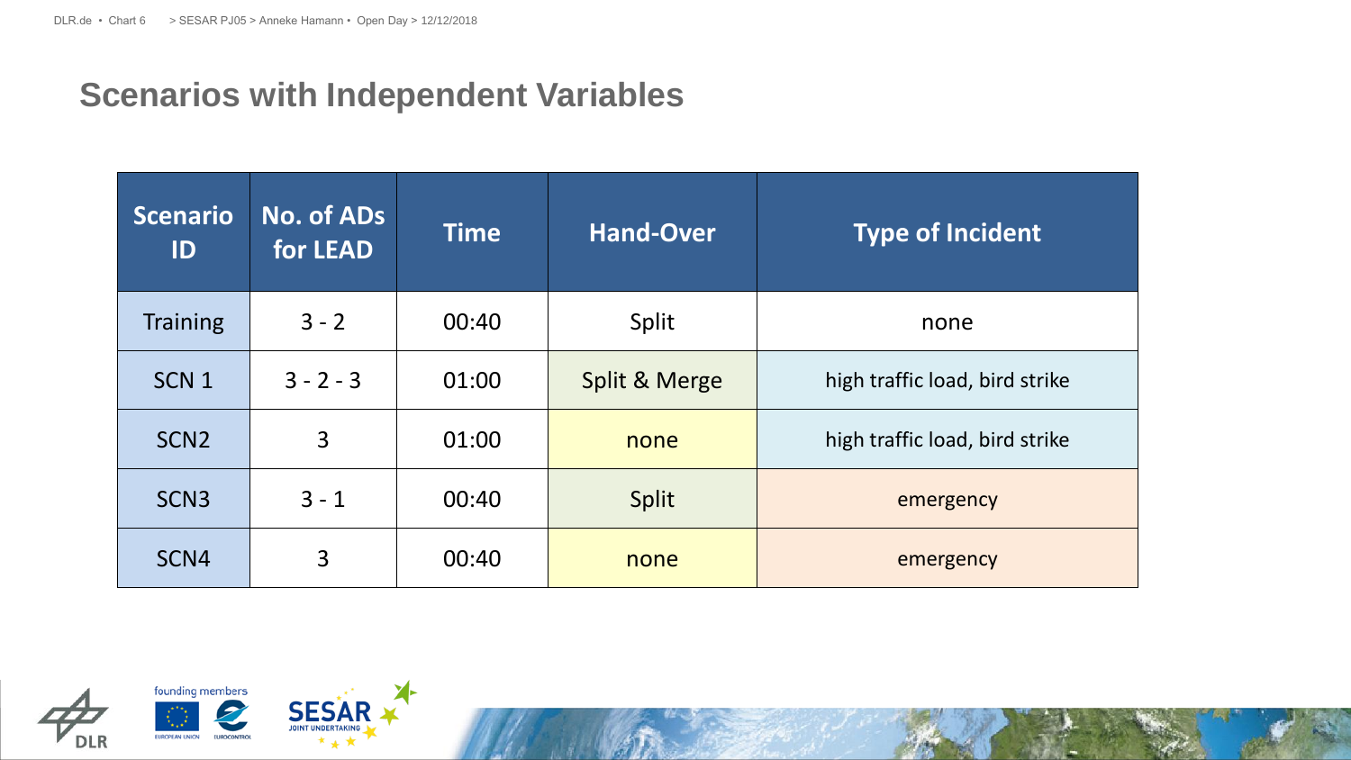## Scenarios with Independent Variables

| Scenario ID | No. of ADs for LEAD | Time | Hand-Over | Type of Incident |
|---|---|---|---|---|
| Training | 3 - 2 | 00:40 | Split | none |
| SCN 1 | 3 - 2 - 3 | 01:00 | Split & Merge | high traffic load, bird strike |
| SCN2 | 3 | 01:00 | none | high traffic load, bird strike |
| SCN3 | 3 - 1 | 00:40 | Split | emergency |
| SCN4 | 3 | 00:40 | none | emergency |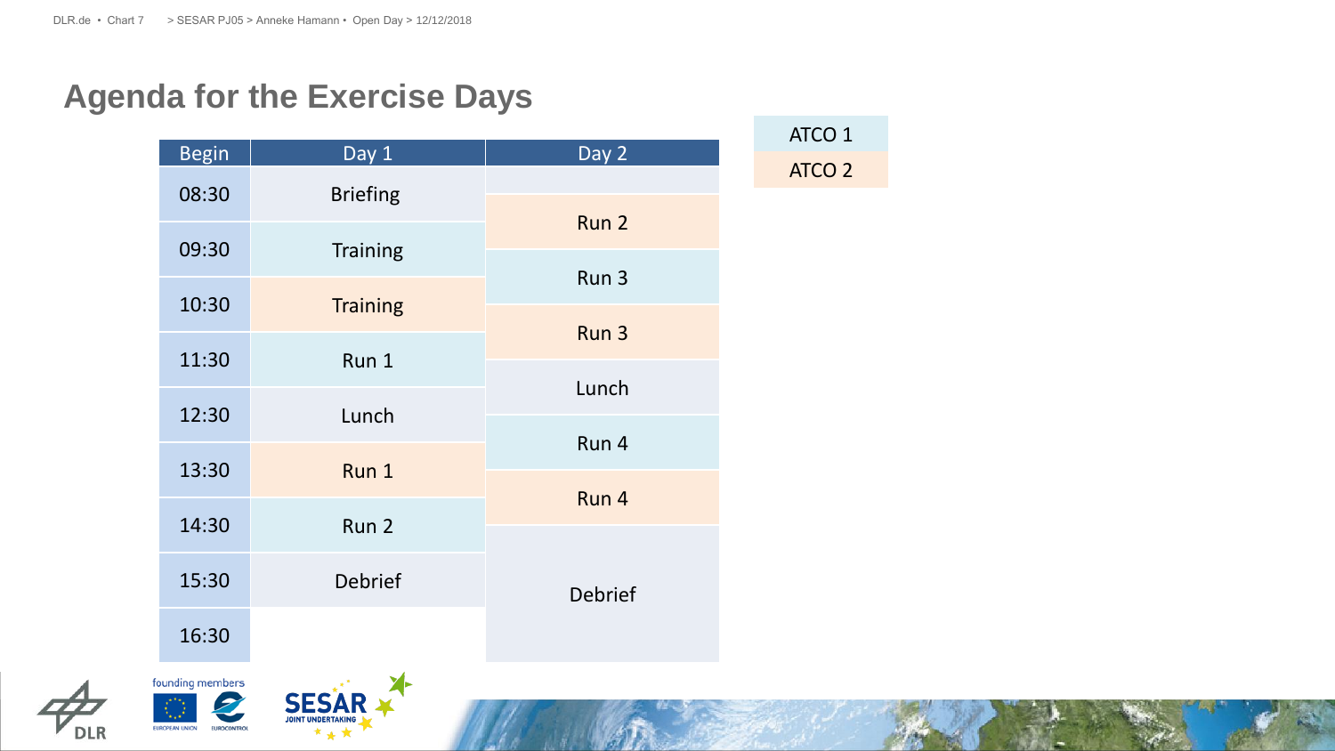# Agenda for the Exercise Days

| Begin | Day 1 | Day 2 |
|---|---|---|
| 08:30 | Briefing | Run 2 |
| 09:30 | Training | Run 3 |
| 10:30 | Training | Run 3 |
| 11:30 | Run 1 | Lunch |
| 12:30 | Lunch | Run 4 |
| 13:30 | Run 1 | Run 4 |
| 14:30 | Run 2 | Debrief |
| 15:30 | Debrief | |
| 16:30 | | |

| Legend |
|---|
| ATCO 1 |
| ATCO 2 |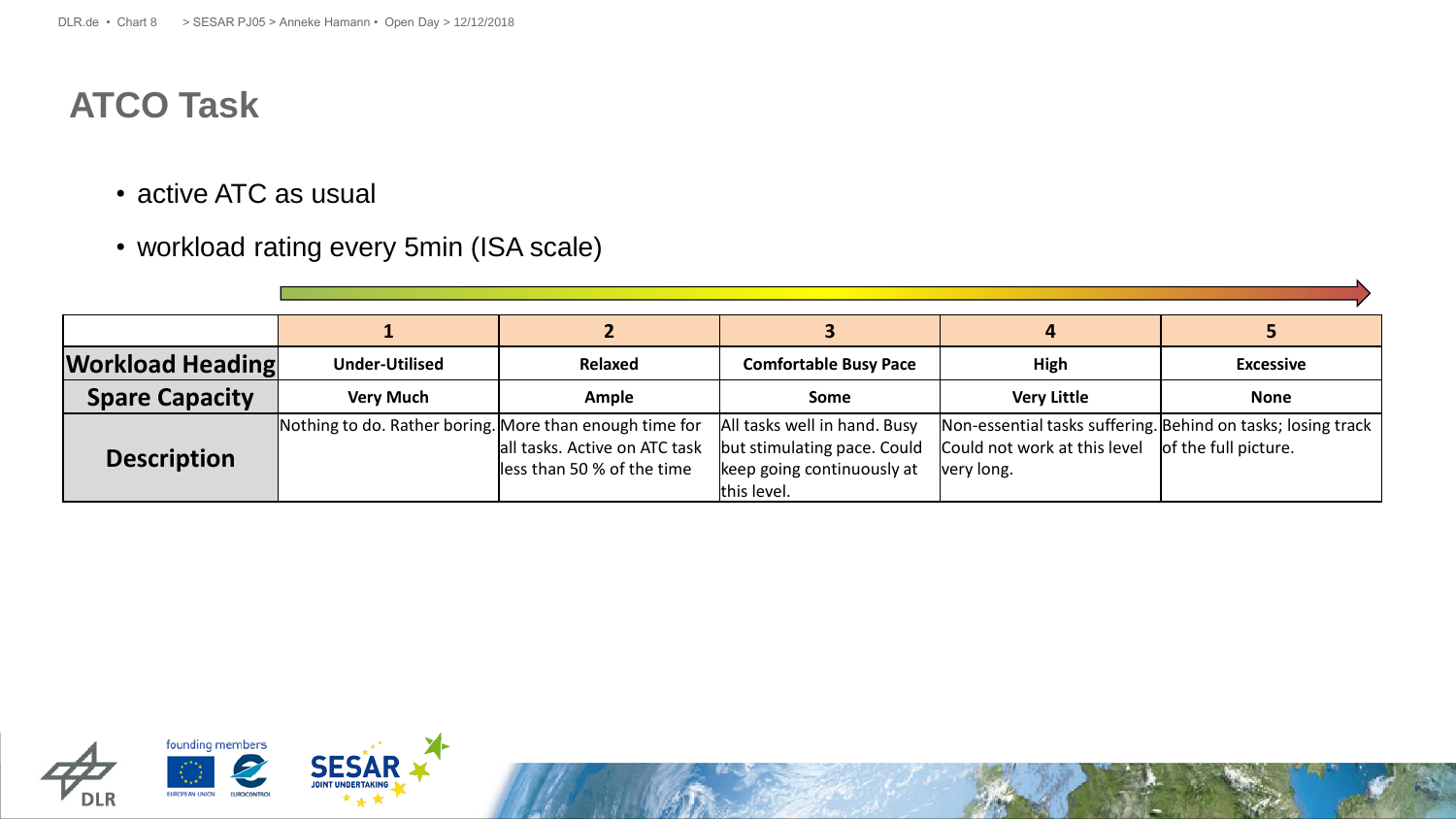# ATCO Task

- active ATC as usual
- workload rating every 5min (ISA scale)

| | 1 | 2 | 3 | 4 | 5 |
|---|---|---|---|---|---|
| **Workload Heading** | **Under-Utilised** | **Relaxed** | **Comfortable Busy Pace** | **High** | **Excessive** |
| **Spare Capacity** | **Very Much** | **Ample** | **Some** | **Very Little** | **None** |
| **Description** | Nothing to do. Rather boring. | More than enough time for all tasks. Active on ATC task less than 50 % of the time | All tasks well in hand. Busy but stimulating pace. Could keep going continuously at this level. | Non-essential tasks suffering. Could not work at this level very long. | Behind on tasks; losing track of the full picture. |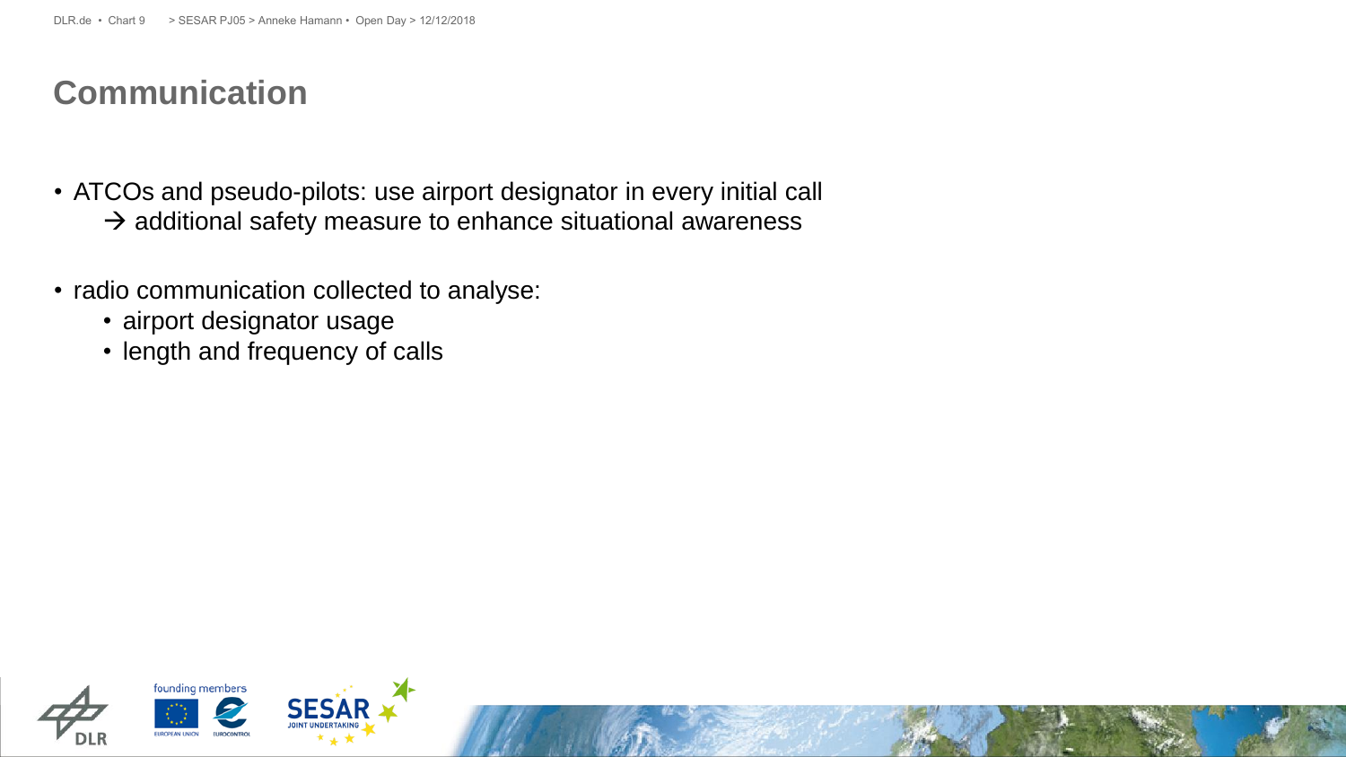# Communication

- ATCOs and pseudo-pilots: use airport designator in every initial call
  → additional safety measure to enhance situational awareness

- radio communication collected to analyse:
  - airport designator usage
  - length and frequency of calls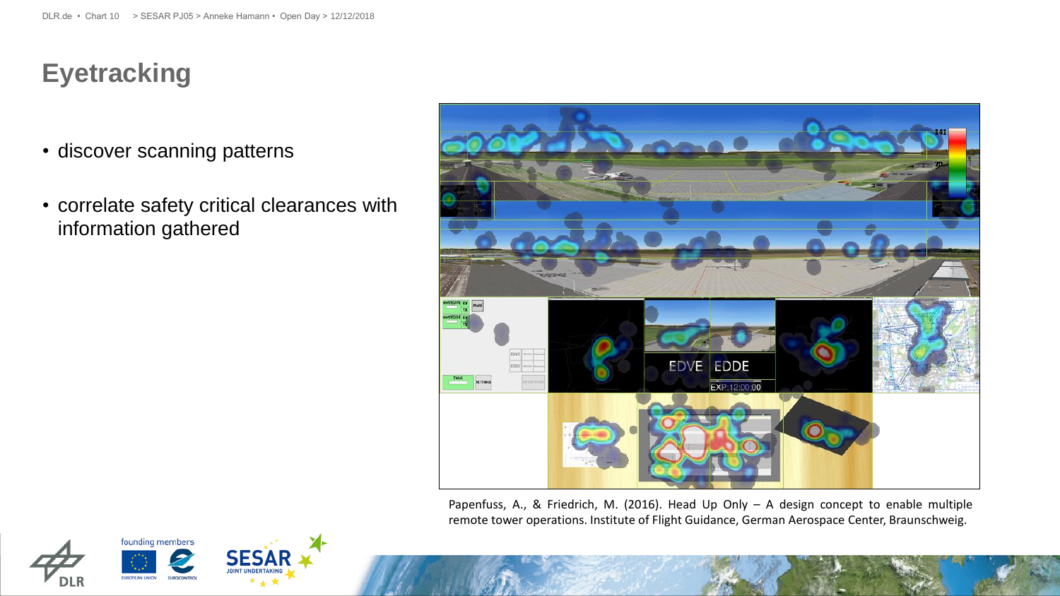# Eyetracking

- discover scanning patterns
- correlate safety critical clearances with information gathered

Papenfuss, A., & Friedrich, M. (2016). Head Up Only – A design concept to enable multiple remote tower operations. Institute of Flight Guidance, German Aerospace Center, Braunschweig.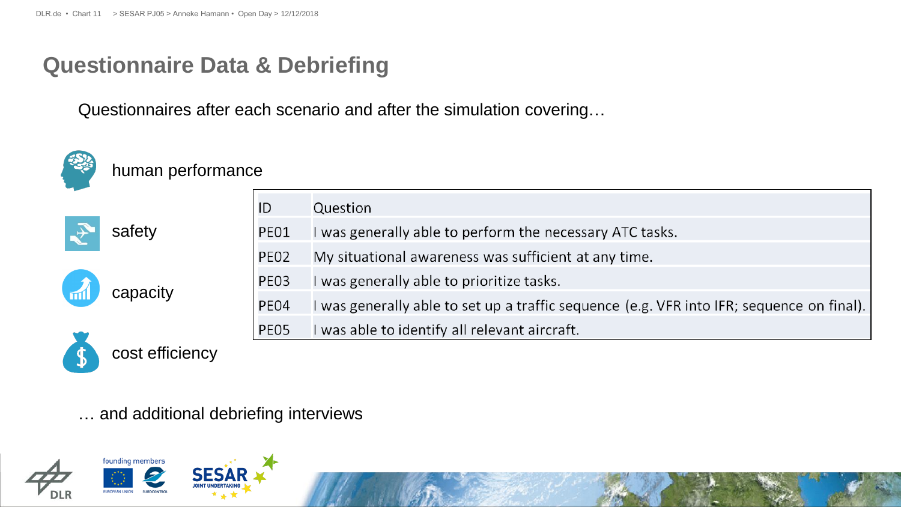# Questionnaire Data & Debriefing

Questionnaires after each scenario and after the simulation covering…

- human performance
- safety
- capacity
- cost efficiency

| ID | Question |
| --- | --- |
| PE01 | I was generally able to perform the necessary ATC tasks. |
| PE02 | My situational awareness was sufficient at any time. |
| PE03 | I was generally able to prioritize tasks. |
| PE04 | I was generally able to set up a traffic sequence (e.g. VFR into IFR; sequence on final). |
| PE05 | I was able to identify all relevant aircraft. |

… and additional debriefing interviews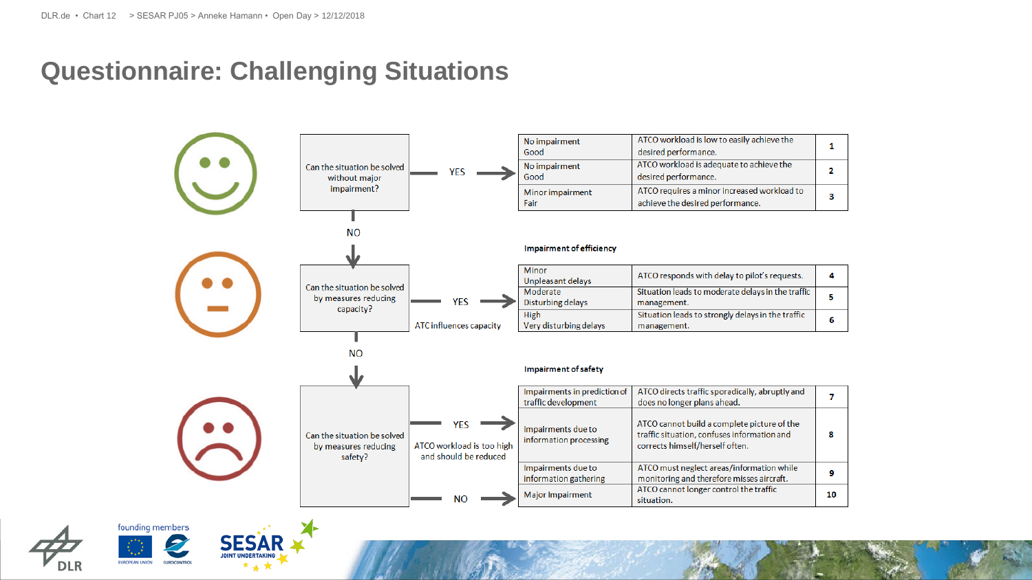# Questionnaire: Challenging Situations

Can the situation be solved without major impairment?

YES →

| | | |
|---|---|---|
| No impairment<br>Good | ATCO workload is low to easily achieve the desired performance. | 1 |
| No impairment<br>Good | ATCO workload is adequate to achieve the desired performance. | 2 |
| Minor impairment<br>Fair | ATCO requires a minor increased workload to achieve the desired performance. | 3 |

NO ↓

Can the situation be solved by measures reducing capacity?

YES → ATC influences capacity

**Impairment of efficiency**

| | | |
|---|---|---|
| Minor<br>Unpleasant delays | ATCO responds with delay to pilot's requests. | 4 |
| Moderate<br>Disturbing delays | Situation leads to moderate delays in the traffic management. | 5 |
| High<br>Very disturbing delays | Situation leads to strongly delays in the traffic management. | 6 |

NO ↓

Can the situation be solved by measures reducing safety?

YES → ATCO workload is too high and should be reduced

NO → Major Impairment

**Impairment of safety**

| | | |
|---|---|---|
| Impairments in prediction of traffic development | ATCO directs traffic sporadically, abruptly and does no longer plans ahead. | 7 |
| Impairments due to information processing | ATCO cannot build a complete picture of the traffic situation, confuses information and corrects himself/herself often. | 8 |
| Impairments due to information gathering | ATCO must neglect areas/information while monitoring and therefore misses aircraft. | 9 |
| Major Impairment | ATCO cannot longer control the traffic situation. | 10 |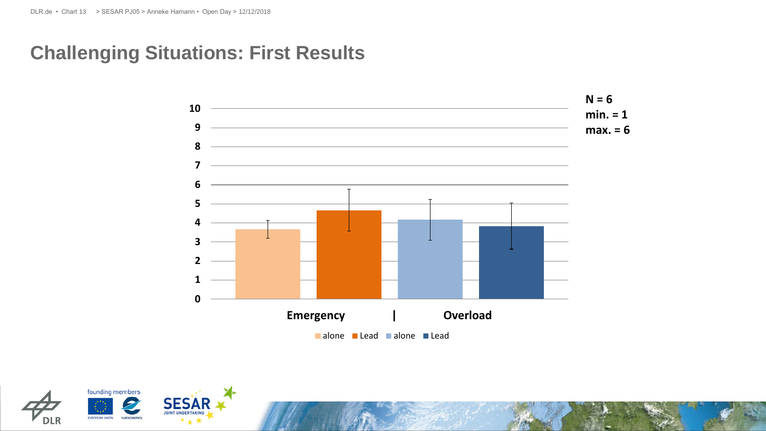## Challenging Situations: First Results

N = 6
min. = 1
max. = 6

Emergency | Overload

alone · Lead · alone · Lead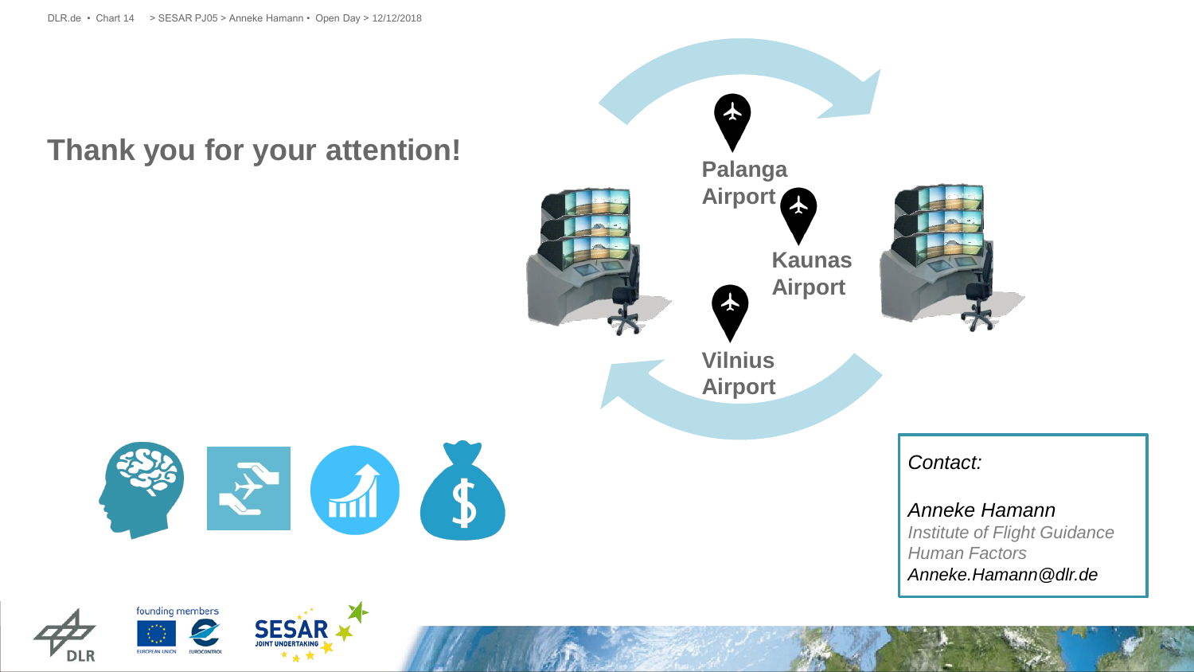# Thank you for your attention!

Palanga Airport

Kaunas Airport

Vilnius Airport

*Contact:*

*Anneke Hamann*
*Institute of Flight Guidance*
*Human Factors*
*Anneke.Hamann@dlr.de*